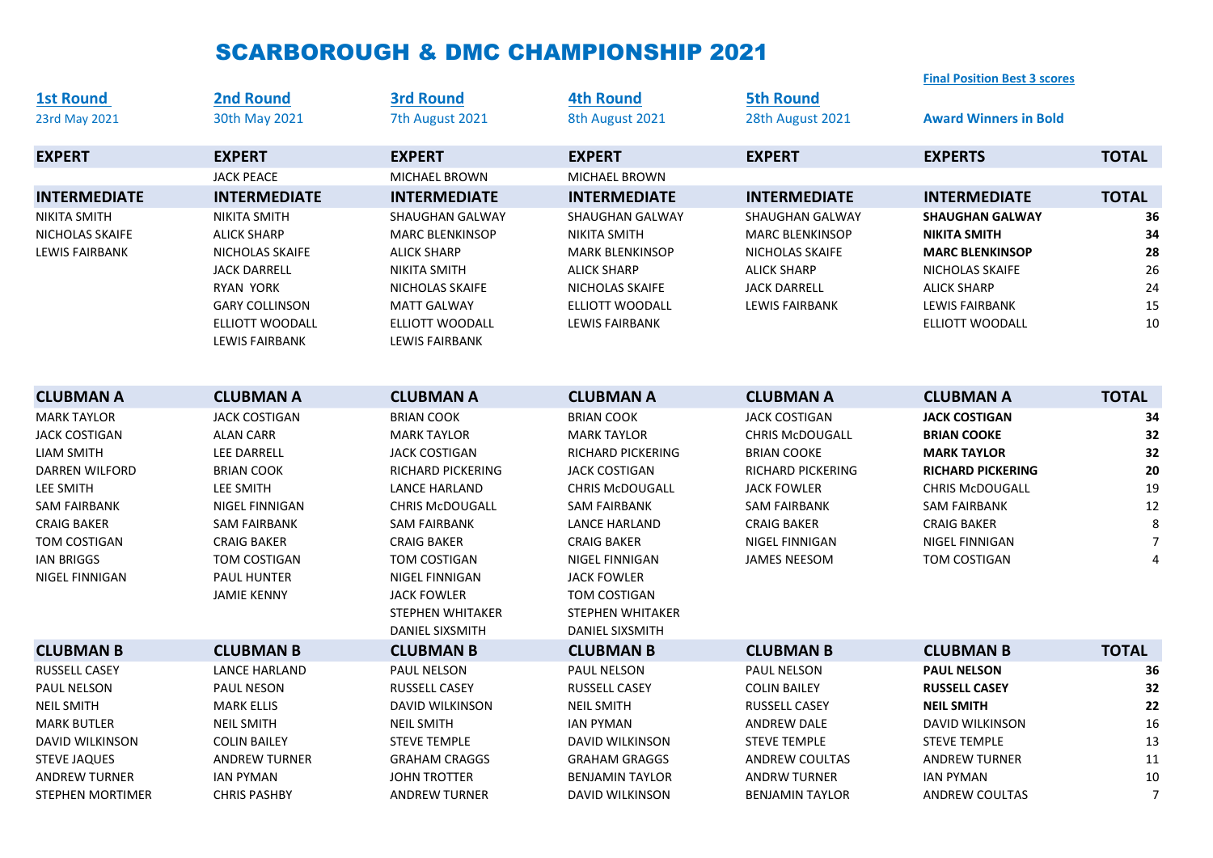# SCARBOROUGH & DMC CHAMPIONSHIP 2021

**Final Position Best 3 scores**

**Award Winners in Bold**

| 1st Round | 2nd Round | 3rd Round | 4th Round | 5th Round | | |
|---|---|---|---|---|---|---|
| 23rd May 2021 | 30th May 2021 | 7th August 2021 | 8th August 2021 | 28th August 2021 | | |
| **EXPERT** | **EXPERT** | **EXPERT** | **EXPERT** | **EXPERT** | **EXPERTS** | **TOTAL** |
| | JACK PEACE | MICHAEL BROWN | MICHAEL BROWN | | | |
| **INTERMEDIATE** | **INTERMEDIATE** | **INTERMEDIATE** | **INTERMEDIATE** | **INTERMEDIATE** | **INTERMEDIATE** | **TOTAL** |
| NIKITA SMITH | NIKITA SMITH | SHAUGHAN GALWAY | SHAUGHAN GALWAY | SHAUGHAN GALWAY | **SHAUGHAN GALWAY** | **36** |
| NICHOLAS SKAIFE | ALICK SHARP | MARC BLENKINSOP | NIKITA SMITH | MARC BLENKINSOP | **NIKITA SMITH** | **34** |
| LEWIS FAIRBANK | NICHOLAS SKAIFE | ALICK SHARP | MARK BLENKINSOP | NICHOLAS SKAIFE | **MARC BLENKINSOP** | **28** |
| | JACK DARRELL | NIKITA SMITH | ALICK SHARP | ALICK SHARP | NICHOLAS SKAIFE | 26 |
| | RYAN YORK | NICHOLAS SKAIFE | NICHOLAS SKAIFE | JACK DARRELL | ALICK SHARP | 24 |
| | GARY COLLINSON | MATT GALWAY | ELLIOTT WOODALL | LEWIS FAIRBANK | LEWIS FAIRBANK | 15 |
| | ELLIOTT WOODALL | ELLIOTT WOODALL | LEWIS FAIRBANK | | ELLIOTT WOODALL | 10 |
| | LEWIS FAIRBANK | LEWIS FAIRBANK | | | | |
| **CLUBMAN A** | **CLUBMAN A** | **CLUBMAN A** | **CLUBMAN A** | **CLUBMAN A** | **CLUBMAN A** | **TOTAL** |
| MARK TAYLOR | JACK COSTIGAN | BRIAN COOK | BRIAN COOK | JACK COSTIGAN | **JACK COSTIGAN** | **34** |
| JACK COSTIGAN | ALAN CARR | MARK TAYLOR | MARK TAYLOR | CHRIS McDOUGALL | **BRIAN COOKE** | **32** |
| LIAM SMITH | LEE DARRELL | JACK COSTIGAN | RICHARD PICKERING | BRIAN COOKE | **MARK TAYLOR** | **32** |
| DARREN WILFORD | BRIAN COOK | RICHARD PICKERING | JACK COSTIGAN | RICHARD PICKERING | **RICHARD PICKERING** | **20** |
| LEE SMITH | LEE SMITH | LANCE HARLAND | CHRIS McDOUGALL | JACK FOWLER | CHRIS McDOUGALL | 19 |
| SAM FAIRBANK | NIGEL FINNIGAN | CHRIS McDOUGALL | SAM FAIRBANK | SAM FAIRBANK | SAM FAIRBANK | 12 |
| CRAIG BAKER | SAM FAIRBANK | SAM FAIRBANK | LANCE HARLAND | CRAIG BAKER | CRAIG BAKER | 8 |
| TOM COSTIGAN | CRAIG BAKER | CRAIG BAKER | CRAIG BAKER | NIGEL FINNIGAN | NIGEL FINNIGAN | 7 |
| IAN BRIGGS | TOM COSTIGAN | TOM COSTIGAN | NIGEL FINNIGAN | JAMES NEESOM | TOM COSTIGAN | 4 |
| NIGEL FINNIGAN | PAUL HUNTER | NIGEL FINNIGAN | JACK FOWLER | | | |
| | JAMIE KENNY | JACK FOWLER | TOM COSTIGAN | | | |
| | | STEPHEN WHITAKER | STEPHEN WHITAKER | | | |
| | | DANIEL SIXSMITH | DANIEL SIXSMITH | | | |
| **CLUBMAN B** | **CLUBMAN B** | **CLUBMAN B** | **CLUBMAN B** | **CLUBMAN B** | **CLUBMAN B** | **TOTAL** |
| RUSSELL CASEY | LANCE HARLAND | PAUL NELSON | PAUL NELSON | PAUL NELSON | **PAUL NELSON** | **36** |
| PAUL NELSON | PAUL NESON | RUSSELL CASEY | RUSSELL CASEY | COLIN BAILEY | **RUSSELL CASEY** | **32** |
| NEIL SMITH | MARK ELLIS | DAVID WILKINSON | NEIL SMITH | RUSSELL CASEY | **NEIL SMITH** | **22** |
| MARK BUTLER | NEIL SMITH | NEIL SMITH | IAN PYMAN | ANDREW DALE | DAVID WILKINSON | 16 |
| DAVID WILKINSON | COLIN BAILEY | STEVE TEMPLE | DAVID WILKINSON | STEVE TEMPLE | STEVE TEMPLE | 13 |
| STEVE JAQUES | ANDREW TURNER | GRAHAM CRAGGS | GRAHAM GRAGGS | ANDREW COULTAS | ANDREW TURNER | 11 |
| ANDREW TURNER | IAN PYMAN | JOHN TROTTER | BENJAMIN TAYLOR | ANDRW TURNER | IAN PYMAN | 10 |
| STEPHEN MORTIMER | CHRIS PASHBY | ANDREW TURNER | DAVID WILKINSON | BENJAMIN TAYLOR | ANDREW COULTAS | 7 |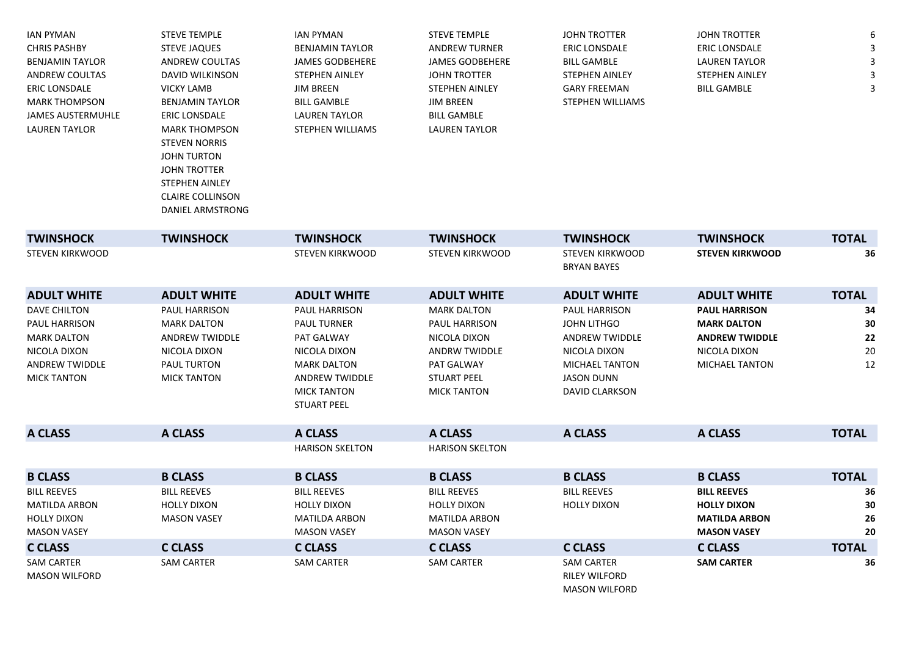| | | | | | | |
|---|---|---|---|---|---|---|
| IAN PYMAN | STEVE TEMPLE | IAN PYMAN | STEVE TEMPLE | JOHN TROTTER | JOHN TROTTER | 6 |
| CHRIS PASHBY | STEVE JAQUES | BENJAMIN TAYLOR | ANDREW TURNER | ERIC LONSDALE | ERIC LONSDALE | 3 |
| BENJAMIN TAYLOR | ANDREW COULTAS | JAMES GODBEHERE | JAMES GODBEHERE | BILL GAMBLE | LAUREN TAYLOR | 3 |
| ANDREW COULTAS | DAVID WILKINSON | STEPHEN AINLEY | JOHN TROTTER | STEPHEN AINLEY | STEPHEN AINLEY | 3 |
| ERIC LONSDALE | VICKY LAMB | JIM BREEN | STEPHEN AINLEY | GARY FREEMAN | BILL GAMBLE | 3 |
| MARK THOMPSON | BENJAMIN TAYLOR | BILL GAMBLE | JIM BREEN | STEPHEN WILLIAMS | | |
| JAMES AUSTERMUHLE | ERIC LONSDALE | LAUREN TAYLOR | BILL GAMBLE | | | |
| LAUREN TAYLOR | MARK THOMPSON | STEPHEN WILLIAMS | LAUREN TAYLOR | | | |
| | STEVEN NORRIS | | | | | |
| | JOHN TURTON | | | | | |
| | JOHN TROTTER | | | | | |
| | STEPHEN AINLEY | | | | | |
| | CLAIRE COLLINSON | | | | | |
| | DANIEL ARMSTRONG | | | | | |

| TWINSHOCK | TWINSHOCK | TWINSHOCK | TWINSHOCK | TWINSHOCK | TWINSHOCK | TOTAL |
|---|---|---|---|---|---|---|
| STEVEN KIRKWOOD | | STEVEN KIRKWOOD | STEVEN KIRKWOOD | STEVEN KIRKWOOD | **STEVEN KIRKWOOD** | **36** |
| | | | | BRYAN BAYES | | |

| ADULT WHITE | ADULT WHITE | ADULT WHITE | ADULT WHITE | ADULT WHITE | ADULT WHITE | TOTAL |
|---|---|---|---|---|---|---|
| DAVE CHILTON | PAUL HARRISON | PAUL HARRISON | MARK DALTON | PAUL HARRISON | **PAUL HARRISON** | **34** |
| PAUL HARRISON | MARK DALTON | PAUL TURNER | PAUL HARRISON | JOHN LITHGO | **MARK DALTON** | **30** |
| MARK DALTON | ANDREW TWIDDLE | PAT GALWAY | NICOLA DIXON | ANDREW TWIDDLE | **ANDREW TWIDDLE** | **22** |
| NICOLA DIXON | NICOLA DIXON | NICOLA DIXON | ANDRW TWIDDLE | NICOLA DIXON | NICOLA DIXON | 20 |
| ANDREW TWIDDLE | PAUL TURTON | MARK DALTON | PAT GALWAY | MICHAEL TANTON | MICHAEL TANTON | 12 |
| MICK TANTON | MICK TANTON | ANDREW TWIDDLE | STUART PEEL | JASON DUNN | | |
| | | MICK TANTON | MICK TANTON | DAVID CLARKSON | | |
| | | STUART PEEL | | | | |

| A CLASS | A CLASS | A CLASS | A CLASS | A CLASS | A CLASS | TOTAL |
|---|---|---|---|---|---|---|
| | | HARISON SKELTON | HARISON SKELTON | | | |

| B CLASS | B CLASS | B CLASS | B CLASS | B CLASS | B CLASS | TOTAL |
|---|---|---|---|---|---|---|
| BILL REEVES | BILL REEVES | BILL REEVES | BILL REEVES | BILL REEVES | **BILL REEVES** | **36** |
| MATILDA ARBON | HOLLY DIXON | HOLLY DIXON | HOLLY DIXON | HOLLY DIXON | **HOLLY DIXON** | **30** |
| HOLLY DIXON | MASON VASEY | MATILDA ARBON | MATILDA ARBON | | **MATILDA ARBON** | **26** |
| MASON VASEY | | MASON VASEY | MASON VASEY | | **MASON VASEY** | **20** |

| C CLASS | C CLASS | C CLASS | C CLASS | C CLASS | C CLASS | TOTAL |
|---|---|---|---|---|---|---|
| SAM CARTER | SAM CARTER | SAM CARTER | SAM CARTER | SAM CARTER | **SAM CARTER** | **36** |
| MASON WILFORD | | | | RILEY WILFORD | | |
| | | | | MASON WILFORD | | |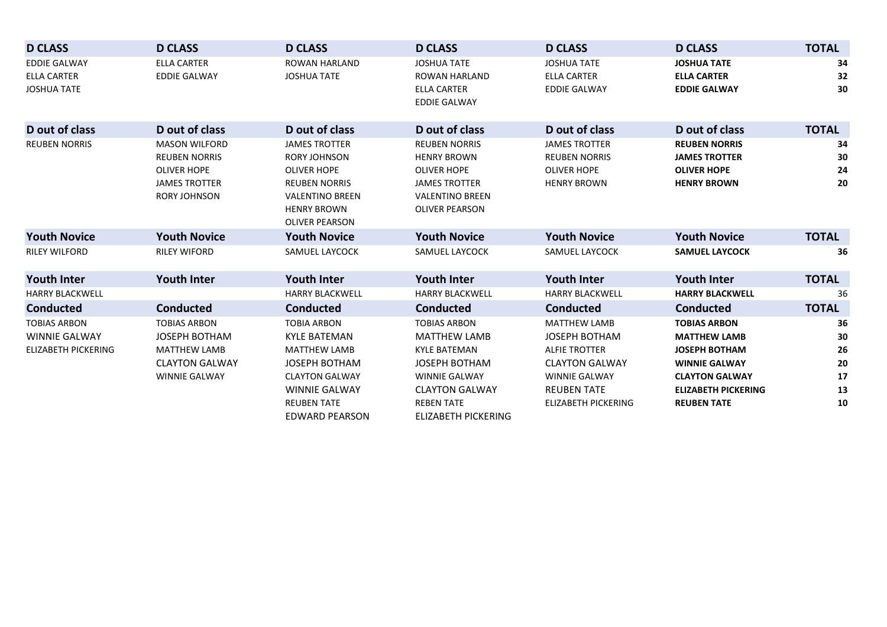| D CLASS | D CLASS | D CLASS | D CLASS | D CLASS | D CLASS | TOTAL |
|---|---|---|---|---|---|---|
| EDDIE GALWAY | ELLA CARTER | ROWAN HARLAND | JOSHUA TATE | JOSHUA TATE | **JOSHUA TATE** | **34** |
| ELLA CARTER | EDDIE GALWAY | JOSHUA TATE | ROWAN HARLAND | ELLA CARTER | **ELLA CARTER** | **32** |
| JOSHUA TATE | | | ELLA CARTER | EDDIE GALWAY | **EDDIE GALWAY** | **30** |
| | | | EDDIE GALWAY | | | |
| **D out of class** | **D out of class** | **D out of class** | **D out of class** | **D out of class** | **D out of class** | **TOTAL** |
| REUBEN NORRIS | MASON WILFORD | JAMES TROTTER | REUBEN NORRIS | JAMES TROTTER | **REUBEN NORRIS** | **34** |
| | REUBEN NORRIS | RORY JOHNSON | HENRY BROWN | REUBEN NORRIS | **JAMES TROTTER** | **30** |
| | OLIVER HOPE | OLIVER HOPE | OLIVER HOPE | OLIVER HOPE | **OLIVER HOPE** | **24** |
| | JAMES TROTTER | REUBEN NORRIS | JAMES TROTTER | HENRY BROWN | **HENRY BROWN** | **20** |
| | RORY JOHNSON | VALENTINO BREEN | VALENTINO BREEN | | | |
| | | HENRY BROWN | OLIVER PEARSON | | | |
| | | OLIVER PEARSON | | | | |
| **Youth Novice** | **Youth Novice** | **Youth Novice** | **Youth Novice** | **Youth Novice** | **Youth Novice** | **TOTAL** |
| RILEY WILFORD | RILEY WIFORD | SAMUEL LAYCOCK | SAMUEL LAYCOCK | SAMUEL LAYCOCK | **SAMUEL LAYCOCK** | **36** |
| **Youth Inter** | **Youth Inter** | **Youth Inter** | **Youth Inter** | **Youth Inter** | **Youth Inter** | **TOTAL** |
| HARRY BLACKWELL | | HARRY BLACKWELL | HARRY BLACKWELL | HARRY BLACKWELL | **HARRY BLACKWELL** | 36 |
| **Conducted** | **Conducted** | **Conducted** | **Conducted** | **Conducted** | **Conducted** | **TOTAL** |
| TOBIAS ARBON | TOBIAS ARBON | TOBIA ARBON | TOBIAS ARBON | MATTHEW LAMB | **TOBIAS ARBON** | **36** |
| WINNIE GALWAY | JOSEPH BOTHAM | KYLE BATEMAN | MATTHEW LAMB | JOSEPH BOTHAM | **MATTHEW LAMB** | **30** |
| ELIZABETH PICKERING | MATTHEW LAMB | MATTHEW LAMB | KYLE BATEMAN | ALFIE TROTTER | **JOSEPH BOTHAM** | **26** |
| | CLAYTON GALWAY | JOSEPH BOTHAM | JOSEPH BOTHAM | CLAYTON GALWAY | **WINNIE GALWAY** | **20** |
| | WINNIE GALWAY | CLAYTON GALWAY | WINNIE GALWAY | WINNIE GALWAY | **CLAYTON GALWAY** | **17** |
| | | WINNIE GALWAY | CLAYTON GALWAY | REUBEN TATE | **ELIZABETH PICKERING** | **13** |
| | | REUBEN TATE | REBEN TATE | ELIZABETH PICKERING | **REUBEN TATE** | **10** |
| | | EDWARD PEARSON | ELIZABETH PICKERING | | | |